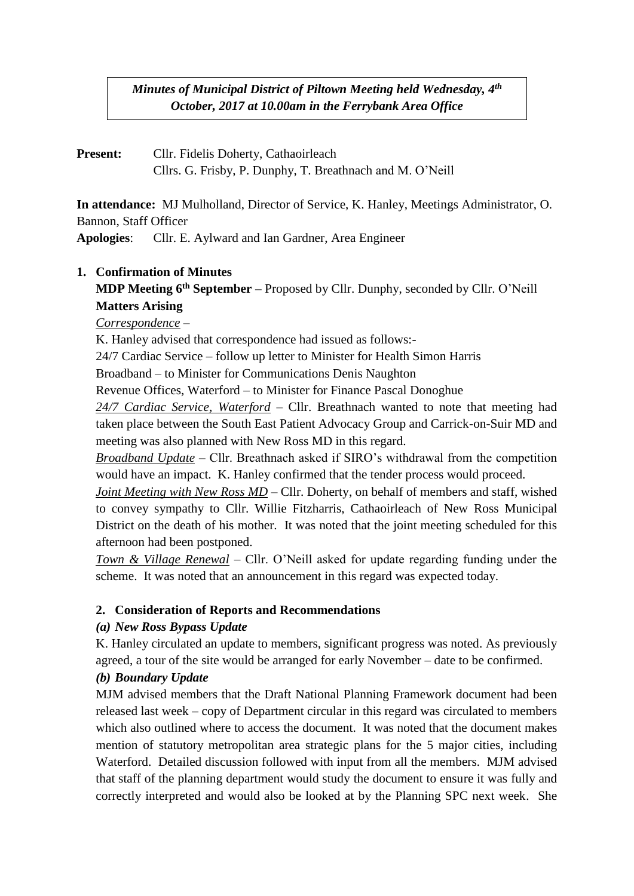***Minutes of Municipal District of Piltown Meeting held Wednesday, 4th October, 2017 at 10.00am in the Ferrybank Area Office***

**Present:** Cllr. Fidelis Doherty, Cathaoirleach
Cllrs. G. Frisby, P. Dunphy, T. Breathnach and M. O'Neill

**In attendance:** MJ Mulholland, Director of Service, K. Hanley, Meetings Administrator, O. Bannon, Staff Officer

**Apologies**: Cllr. E. Aylward and Ian Gardner, Area Engineer

**1. Confirmation of Minutes**

**MDP Meeting 6th September –** Proposed by Cllr. Dunphy, seconded by Cllr. O'Neill

**Matters Arising**

*Correspondence* –

K. Hanley advised that correspondence had issued as follows:-

24/7 Cardiac Service – follow up letter to Minister for Health Simon Harris

Broadband – to Minister for Communications Denis Naughton

Revenue Offices, Waterford – to Minister for Finance Pascal Donoghue

*24/7 Cardiac Service, Waterford* – Cllr. Breathnach wanted to note that meeting had taken place between the South East Patient Advocacy Group and Carrick-on-Suir MD and meeting was also planned with New Ross MD in this regard.

*Broadband Update* – Cllr. Breathnach asked if SIRO's withdrawal from the competition would have an impact. K. Hanley confirmed that the tender process would proceed.

*Joint Meeting with New Ross MD* – Cllr. Doherty, on behalf of members and staff, wished to convey sympathy to Cllr. Willie Fitzharris, Cathaoirleach of New Ross Municipal District on the death of his mother. It was noted that the joint meeting scheduled for this afternoon had been postponed.

*Town & Village Renewal* – Cllr. O'Neill asked for update regarding funding under the scheme. It was noted that an announcement in this regard was expected today.

**2. Consideration of Reports and Recommendations**

***(a) New Ross Bypass Update***

K. Hanley circulated an update to members, significant progress was noted. As previously agreed, a tour of the site would be arranged for early November – date to be confirmed.

***(b) Boundary Update***

MJM advised members that the Draft National Planning Framework document had been released last week – copy of Department circular in this regard was circulated to members which also outlined where to access the document. It was noted that the document makes mention of statutory metropolitan area strategic plans for the 5 major cities, including Waterford. Detailed discussion followed with input from all the members. MJM advised that staff of the planning department would study the document to ensure it was fully and correctly interpreted and would also be looked at by the Planning SPC next week. She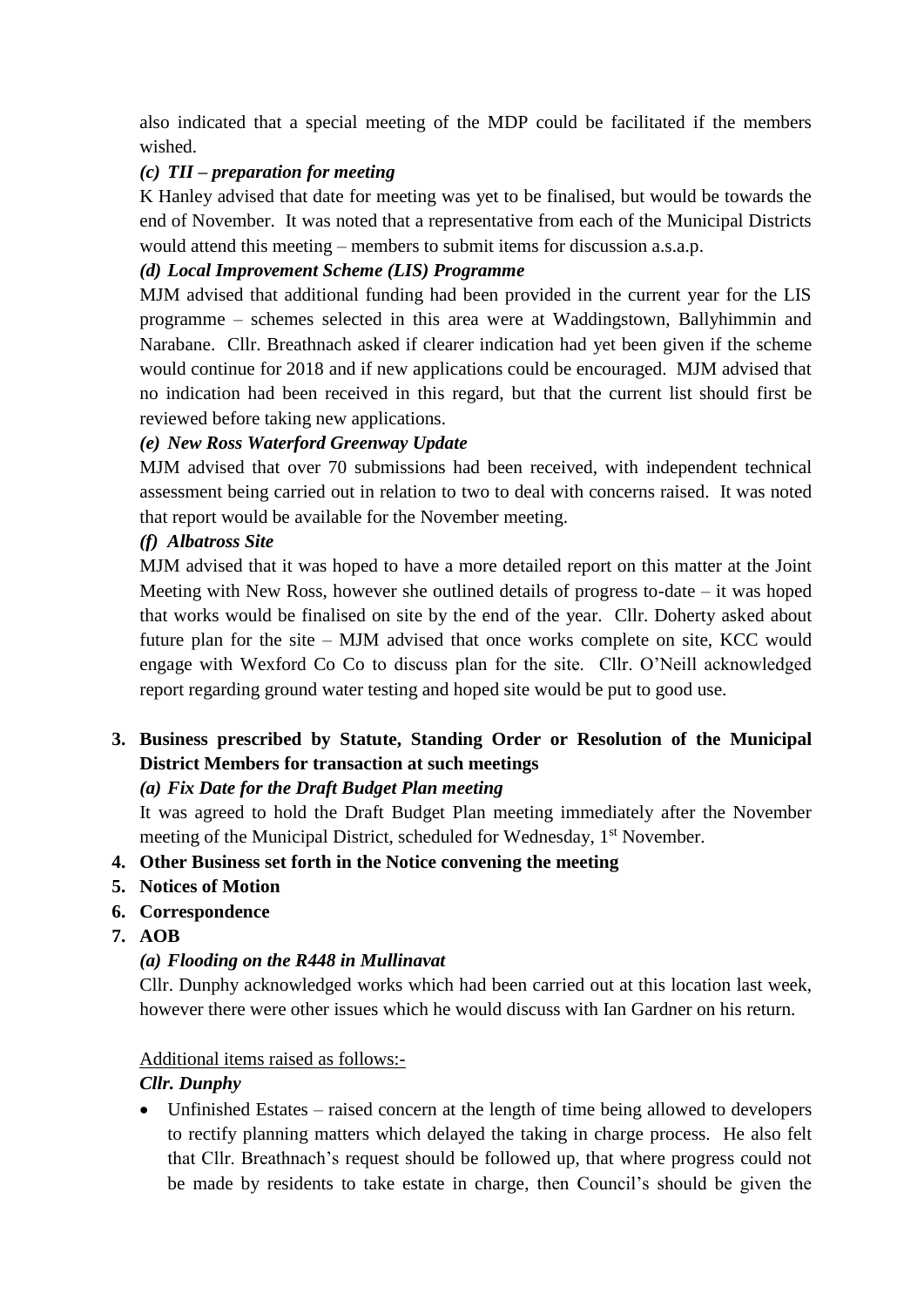also indicated that a special meeting of the MDP could be facilitated if the members wished.

*(c) TII – preparation for meeting*

K Hanley advised that date for meeting was yet to be finalised, but would be towards the end of November. It was noted that a representative from each of the Municipal Districts would attend this meeting – members to submit items for discussion a.s.a.p.

*(d) Local Improvement Scheme (LIS) Programme*

MJM advised that additional funding had been provided in the current year for the LIS programme – schemes selected in this area were at Waddingstown, Ballyhimmin and Narabane. Cllr. Breathnach asked if clearer indication had yet been given if the scheme would continue for 2018 and if new applications could be encouraged. MJM advised that no indication had been received in this regard, but that the current list should first be reviewed before taking new applications.

*(e) New Ross Waterford Greenway Update*

MJM advised that over 70 submissions had been received, with independent technical assessment being carried out in relation to two to deal with concerns raised. It was noted that report would be available for the November meeting.

*(f) Albatross Site*

MJM advised that it was hoped to have a more detailed report on this matter at the Joint Meeting with New Ross, however she outlined details of progress to-date – it was hoped that works would be finalised on site by the end of the year. Cllr. Doherty asked about future plan for the site – MJM advised that once works complete on site, KCC would engage with Wexford Co Co to discuss plan for the site. Cllr. O'Neill acknowledged report regarding ground water testing and hoped site would be put to good use.

3. **Business prescribed by Statute, Standing Order or Resolution of the Municipal District Members for transaction at such meetings**

   *(a) Fix Date for the Draft Budget Plan meeting*

   It was agreed to hold the Draft Budget Plan meeting immediately after the November meeting of the Municipal District, scheduled for Wednesday, 1st November.

4. **Other Business set forth in the Notice convening the meeting**
5. **Notices of Motion**
6. **Correspondence**
7. **AOB**

   *(a) Flooding on the R448 in Mullinavat*

   Cllr. Dunphy acknowledged works which had been carried out at this location last week, however there were other issues which he would discuss with Ian Gardner on his return.

   Additional items raised as follows:-

   ***Cllr. Dunphy***

   - Unfinished Estates – raised concern at the length of time being allowed to developers to rectify planning matters which delayed the taking in charge process. He also felt that Cllr. Breathnach's request should be followed up, that where progress could not be made by residents to take estate in charge, then Council's should be given the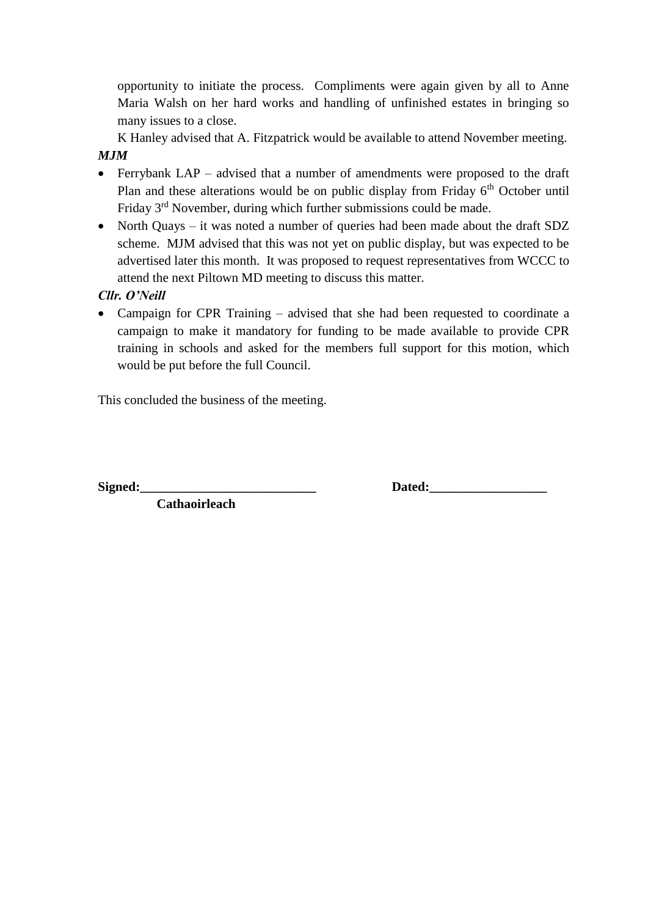opportunity to initiate the process. Compliments were again given by all to Anne Maria Walsh on her hard works and handling of unfinished estates in bringing so many issues to a close.

K Hanley advised that A. Fitzpatrick would be available to attend November meeting.

***MJM***

- Ferrybank LAP – advised that a number of amendments were proposed to the draft Plan and these alterations would be on public display from Friday 6th October until Friday 3rd November, during which further submissions could be made.
- North Quays – it was noted a number of queries had been made about the draft SDZ scheme. MJM advised that this was not yet on public display, but was expected to be advertised later this month. It was proposed to request representatives from WCCC to attend the next Piltown MD meeting to discuss this matter.

***Cllr. O'Neill***

- Campaign for CPR Training – advised that she had been requested to coordinate a campaign to make it mandatory for funding to be made available to provide CPR training in schools and asked for the members full support for this motion, which would be put before the full Council.

This concluded the business of the meeting.

**Signed:\_\_\_\_\_\_\_\_\_\_\_\_\_\_\_\_\_\_\_\_\_\_\_\_\_\_\_\_** **Dated:\_\_\_\_\_\_\_\_\_\_\_\_\_\_\_\_\_\_\_**

**Cathaoirleach**